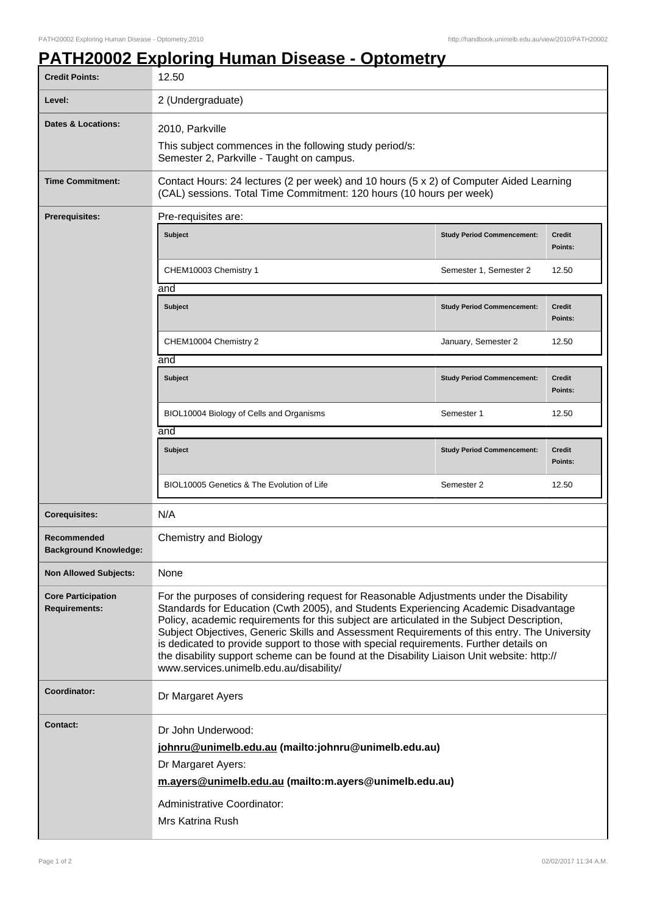# PATH20002 Exploring Human Disease - Optometry

| | |
|---|---|
| **Credit Points:** | 12.50 |
| **Level:** | 2 (Undergraduate) |
| **Dates & Locations:** | 2010, Parkville<br>This subject commences in the following study period/s:<br>Semester 2, Parkville - Taught on campus. |
| **Time Commitment:** | Contact Hours: 24 lectures (2 per week) and 10 hours (5 x 2) of Computer Aided Learning (CAL) sessions. Total Time Commitment: 120 hours (10 hours per week) |
| **Prerequisites:** | Pre-requisites are: |

| Subject | Study Period Commencement: | Credit Points: |
|---|---|---|
| CHEM10003 Chemistry 1 | Semester 1, Semester 2 | 12.50 |

and

| Subject | Study Period Commencement: | Credit Points: |
|---|---|---|
| CHEM10004 Chemistry 2 | January, Semester 2 | 12.50 |

and

| Subject | Study Period Commencement: | Credit Points: |
|---|---|---|
| BIOL10004 Biology of Cells and Organisms | Semester 1 | 12.50 |

and

| Subject | Study Period Commencement: | Credit Points: |
|---|---|---|
| BIOL10005 Genetics & The Evolution of Life | Semester 2 | 12.50 |

| | |
|---|---|
| **Corequisites:** | N/A |
| **Recommended Background Knowledge:** | Chemistry and Biology |
| **Non Allowed Subjects:** | None |
| **Core Participation Requirements:** | For the purposes of considering request for Reasonable Adjustments under the Disability Standards for Education (Cwth 2005), and Students Experiencing Academic Disadvantage Policy, academic requirements for this subject are articulated in the Subject Description, Subject Objectives, Generic Skills and Assessment Requirements of this entry. The University is dedicated to provide support to those with special requirements. Further details on the disability support scheme can be found at the Disability Liaison Unit website: http://www.services.unimelb.edu.au/disability/ |
| **Coordinator:** | Dr Margaret Ayers |
| **Contact:** | Dr John Underwood:<br>**johnru@unimelb.edu.au (mailto:johnru@unimelb.edu.au)**<br>Dr Margaret Ayers:<br>**m.ayers@unimelb.edu.au (mailto:m.ayers@unimelb.edu.au)**<br>Administrative Coordinator:<br>Mrs Katrina Rush |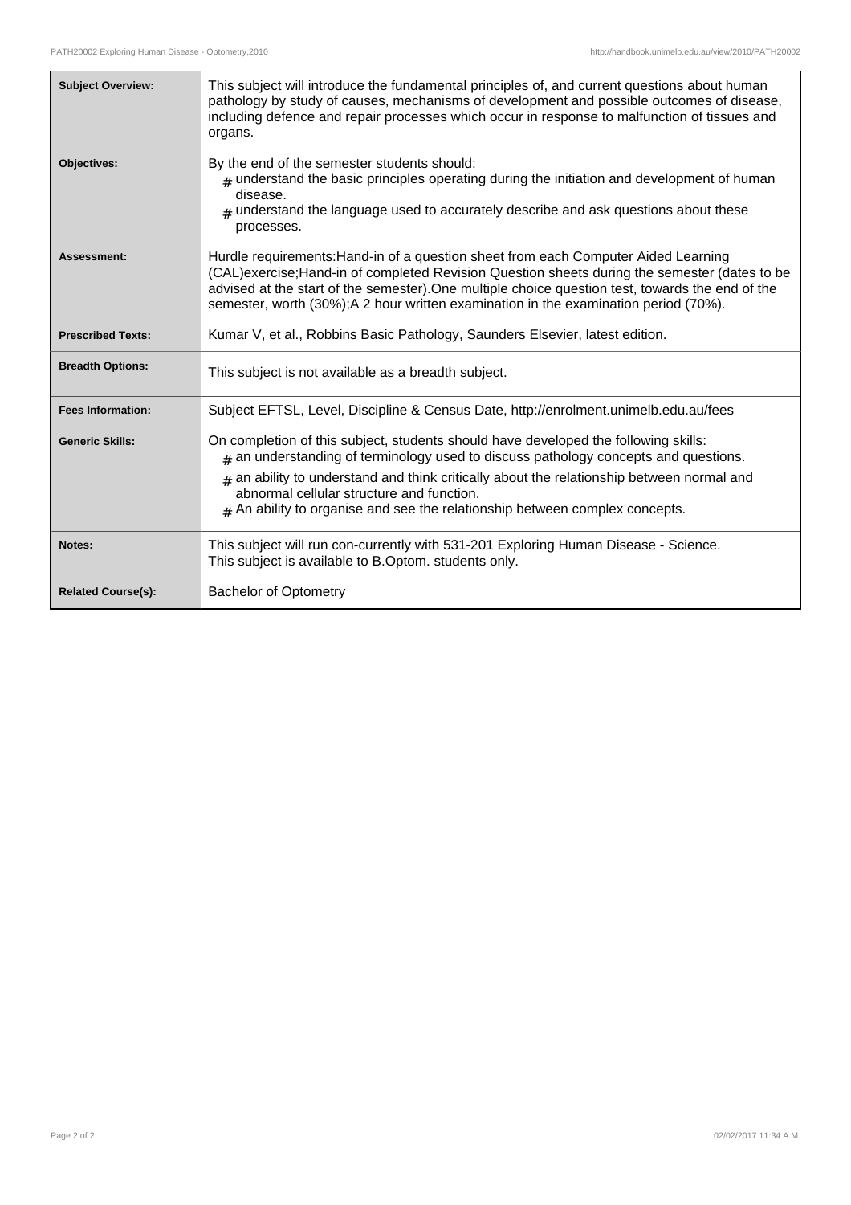| | |
|---|---|
| **Subject Overview:** | This subject will introduce the fundamental principles of, and current questions about human pathology by study of causes, mechanisms of development and possible outcomes of disease, including defence and repair processes which occur in response to malfunction of tissues and organs. |
| **Objectives:** | By the end of the semester students should: <br># understand the basic principles operating during the initiation and development of human disease. <br># understand the language used to accurately describe and ask questions about these processes. |
| **Assessment:** | Hurdle requirements:Hand-in of a question sheet from each Computer Aided Learning (CAL)exercise;Hand-in of completed Revision Question sheets during the semester (dates to be advised at the start of the semester).One multiple choice question test, towards the end of the semester, worth (30%);A 2 hour written examination in the examination period (70%). |
| **Prescribed Texts:** | Kumar V, et al., Robbins Basic Pathology, Saunders Elsevier, latest edition. |
| **Breadth Options:** | This subject is not available as a breadth subject. |
| **Fees Information:** | Subject EFTSL, Level, Discipline & Census Date, http://enrolment.unimelb.edu.au/fees |
| **Generic Skills:** | On completion of this subject, students should have developed the following skills: <br># an understanding of terminology used to discuss pathology concepts and questions. <br># an ability to understand and think critically about the relationship between normal and abnormal cellular structure and function. <br># An ability to organise and see the relationship between complex concepts. |
| **Notes:** | This subject will run con-currently with 531-201 Exploring Human Disease - Science. <br>This subject is available to B.Optom. students only. |
| **Related Course(s):** | Bachelor of Optometry |